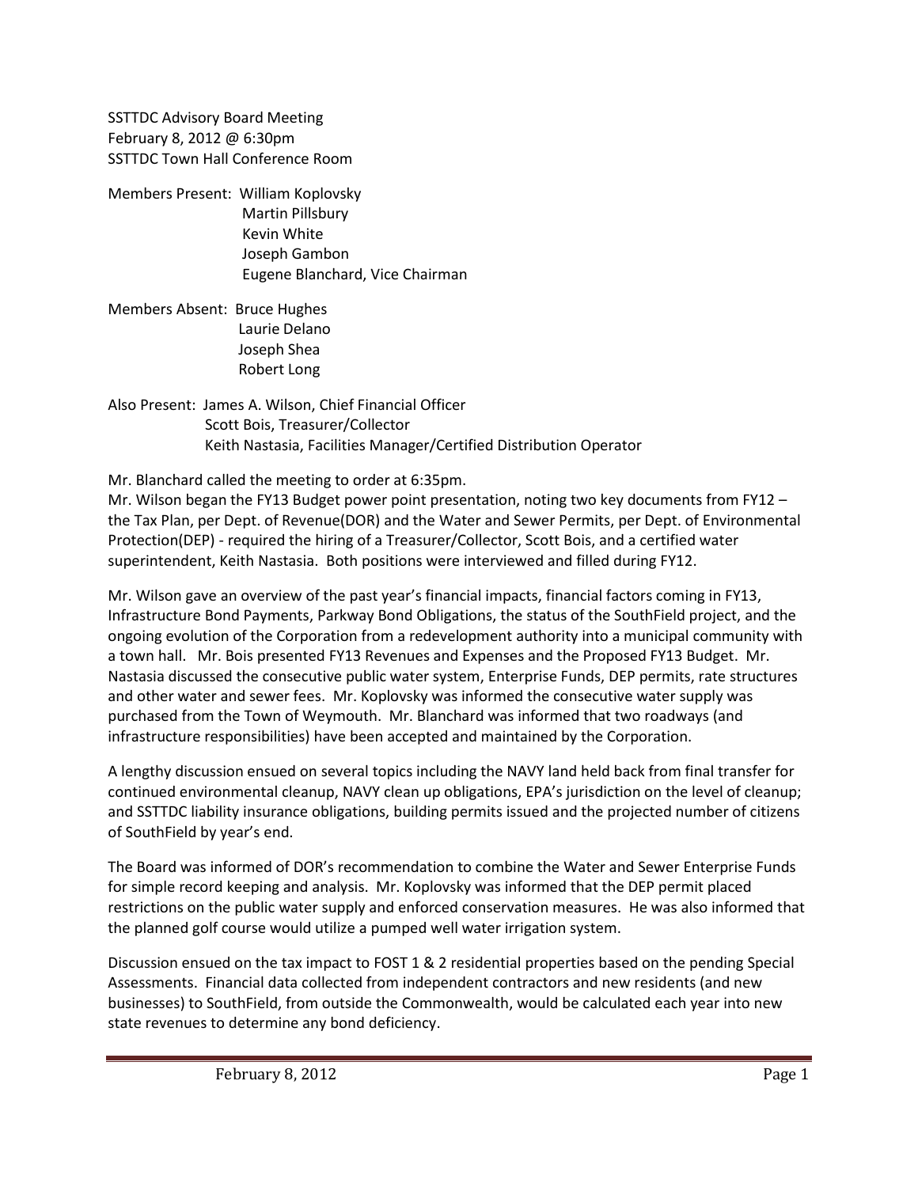SSTTDC Advisory Board Meeting
February 8, 2012 @ 6:30pm
SSTTDC Town Hall Conference Room

Members Present: William Koplovsky
Martin Pillsbury
Kevin White
Joseph Gambon
Eugene Blanchard, Vice Chairman

Members Absent: Bruce Hughes
Laurie Delano
Joseph Shea
Robert Long

Also Present: James A. Wilson, Chief Financial Officer
Scott Bois, Treasurer/Collector
Keith Nastasia, Facilities Manager/Certified Distribution Operator

Mr. Blanchard called the meeting to order at 6:35pm.
Mr. Wilson began the FY13 Budget power point presentation, noting two key documents from FY12 – the Tax Plan, per Dept. of Revenue(DOR) and the Water and Sewer Permits, per Dept. of Environmental Protection(DEP) - required the hiring of a Treasurer/Collector, Scott Bois, and a certified water superintendent, Keith Nastasia. Both positions were interviewed and filled during FY12.

Mr. Wilson gave an overview of the past year's financial impacts, financial factors coming in FY13, Infrastructure Bond Payments, Parkway Bond Obligations, the status of the SouthField project, and the ongoing evolution of the Corporation from a redevelopment authority into a municipal community with a town hall. Mr. Bois presented FY13 Revenues and Expenses and the Proposed FY13 Budget. Mr. Nastasia discussed the consecutive public water system, Enterprise Funds, DEP permits, rate structures and other water and sewer fees. Mr. Koplovsky was informed the consecutive water supply was purchased from the Town of Weymouth. Mr. Blanchard was informed that two roadways (and infrastructure responsibilities) have been accepted and maintained by the Corporation.

A lengthy discussion ensued on several topics including the NAVY land held back from final transfer for continued environmental cleanup, NAVY clean up obligations, EPA's jurisdiction on the level of cleanup; and SSTTDC liability insurance obligations, building permits issued and the projected number of citizens of SouthField by year's end.

The Board was informed of DOR's recommendation to combine the Water and Sewer Enterprise Funds for simple record keeping and analysis. Mr. Koplovsky was informed that the DEP permit placed restrictions on the public water supply and enforced conservation measures. He was also informed that the planned golf course would utilize a pumped well water irrigation system.

Discussion ensued on the tax impact to FOST 1 & 2 residential properties based on the pending Special Assessments. Financial data collected from independent contractors and new residents (and new businesses) to SouthField, from outside the Commonwealth, would be calculated each year into new state revenues to determine any bond deficiency.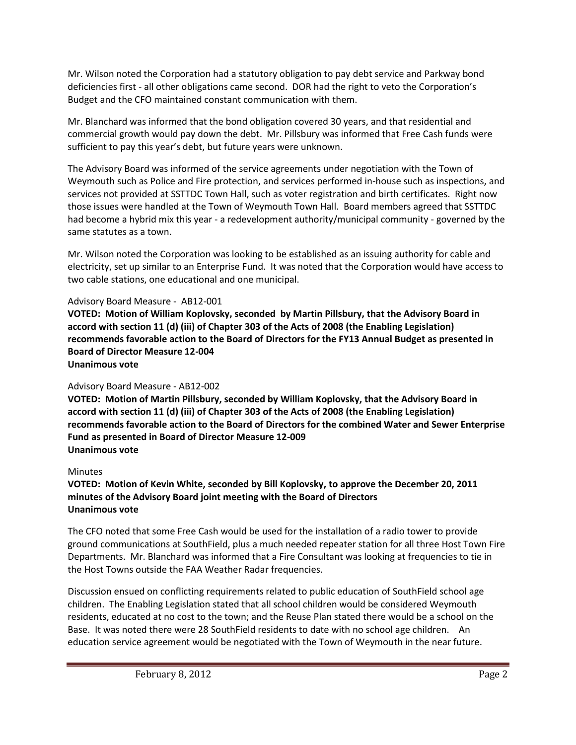Mr. Wilson noted the Corporation had a statutory obligation to pay debt service and Parkway bond deficiencies first - all other obligations came second. DOR had the right to veto the Corporation's Budget and the CFO maintained constant communication with them.

Mr. Blanchard was informed that the bond obligation covered 30 years, and that residential and commercial growth would pay down the debt. Mr. Pillsbury was informed that Free Cash funds were sufficient to pay this year's debt, but future years were unknown.

The Advisory Board was informed of the service agreements under negotiation with the Town of Weymouth such as Police and Fire protection, and services performed in-house such as inspections, and services not provided at SSTTDC Town Hall, such as voter registration and birth certificates. Right now those issues were handled at the Town of Weymouth Town Hall. Board members agreed that SSTTDC had become a hybrid mix this year - a redevelopment authority/municipal community - governed by the same statutes as a town.

Mr. Wilson noted the Corporation was looking to be established as an issuing authority for cable and electricity, set up similar to an Enterprise Fund. It was noted that the Corporation would have access to two cable stations, one educational and one municipal.

Advisory Board Measure - AB12-001

**VOTED: Motion of William Koplovsky, seconded by Martin Pillsbury, that the Advisory Board in accord with section 11 (d) (iii) of Chapter 303 of the Acts of 2008 (the Enabling Legislation) recommends favorable action to the Board of Directors for the FY13 Annual Budget as presented in Board of Director Measure 12-004**
**Unanimous vote**

Advisory Board Measure - AB12-002

**VOTED: Motion of Martin Pillsbury, seconded by William Koplovsky, that the Advisory Board in accord with section 11 (d) (iii) of Chapter 303 of the Acts of 2008 (the Enabling Legislation) recommends favorable action to the Board of Directors for the combined Water and Sewer Enterprise Fund as presented in Board of Director Measure 12-009**
**Unanimous vote**

Minutes

**VOTED: Motion of Kevin White, seconded by Bill Koplovsky, to approve the December 20, 2011 minutes of the Advisory Board joint meeting with the Board of Directors**
**Unanimous vote**

The CFO noted that some Free Cash would be used for the installation of a radio tower to provide ground communications at SouthField, plus a much needed repeater station for all three Host Town Fire Departments. Mr. Blanchard was informed that a Fire Consultant was looking at frequencies to tie in the Host Towns outside the FAA Weather Radar frequencies.

Discussion ensued on conflicting requirements related to public education of SouthField school age children. The Enabling Legislation stated that all school children would be considered Weymouth residents, educated at no cost to the town; and the Reuse Plan stated there would be a school on the Base. It was noted there were 28 SouthField residents to date with no school age children. An education service agreement would be negotiated with the Town of Weymouth in the near future.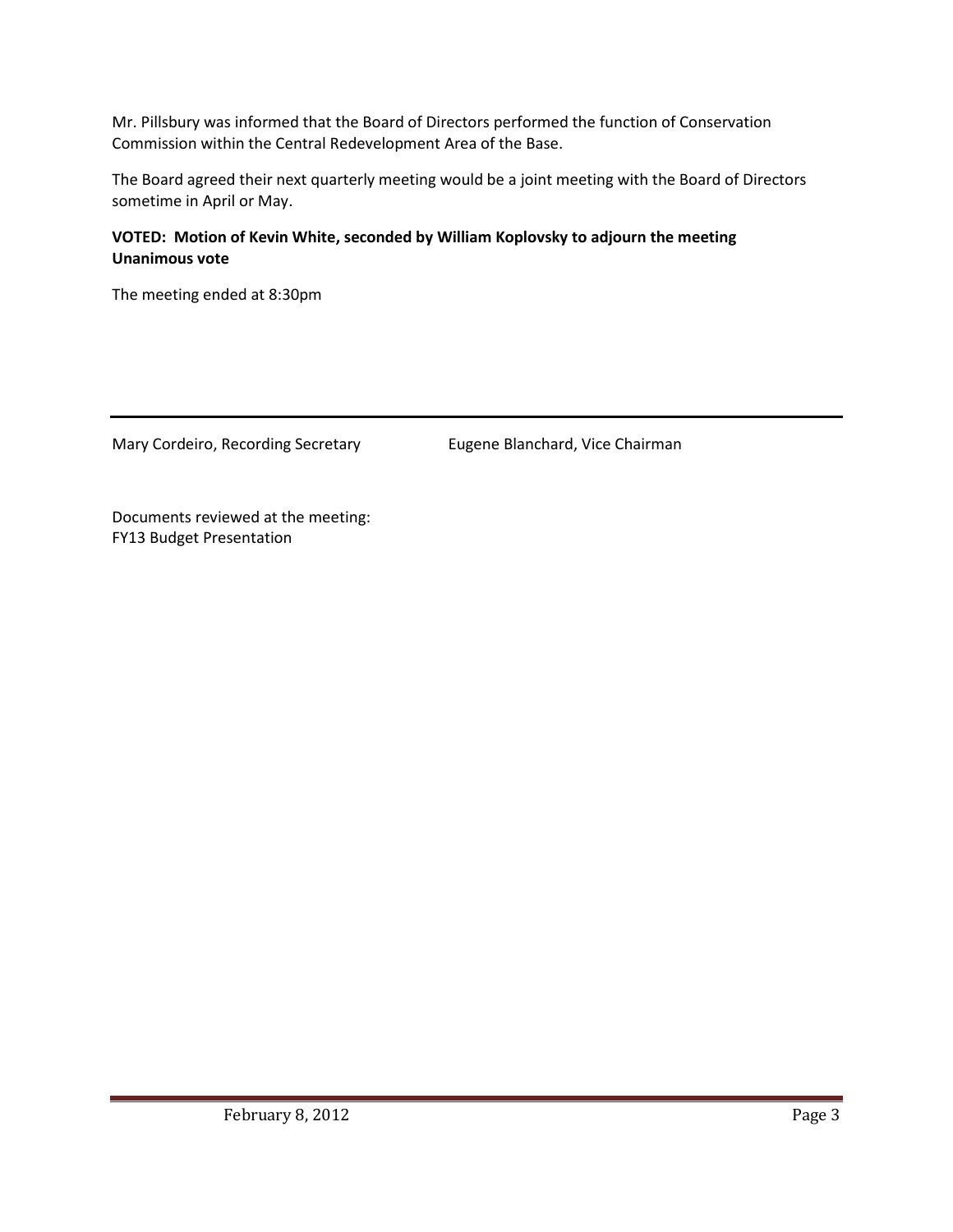Mr. Pillsbury was informed that the Board of Directors performed the function of Conservation Commission within the Central Redevelopment Area of the Base.

The Board agreed their next quarterly meeting would be a joint meeting with the Board of Directors sometime in April or May.

**VOTED: Motion of Kevin White, seconded by William Koplovsky to adjourn the meeting Unanimous vote**

The meeting ended at 8:30pm

---

Mary Cordeiro, Recording Secretary          Eugene Blanchard, Vice Chairman

Documents reviewed at the meeting:
FY13 Budget Presentation